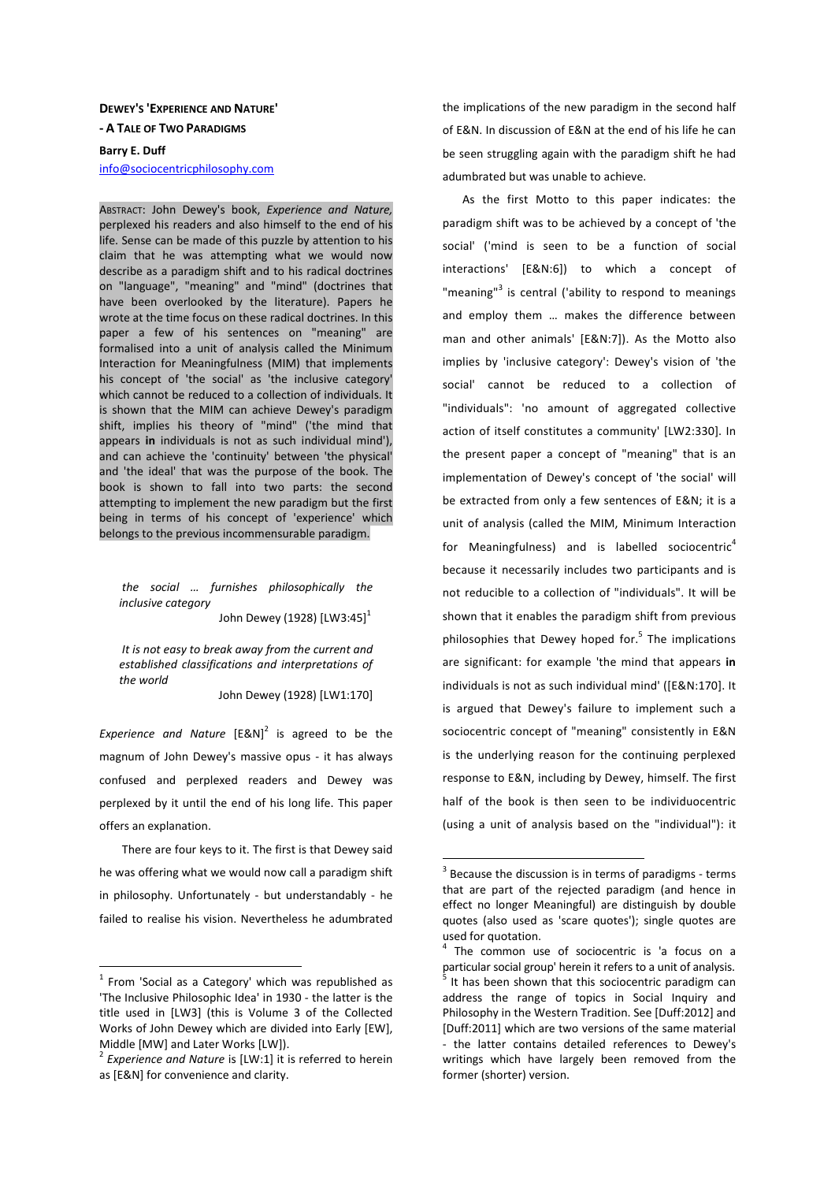# DEWEY'S 'EXPERIENCE AND NATURE' - A TALE OF TWO PARADIGMS

**Barry E. Duff**

info@sociocentricphilosophy.com

ABSTRACT: John Dewey's book, *Experience and Nature,* perplexed his readers and also himself to the end of his life. Sense can be made of this puzzle by attention to his claim that he was attempting what we would now describe as a paradigm shift and to his radical doctrines on "language", "meaning" and "mind" (doctrines that have been overlooked by the literature). Papers he wrote at the time focus on these radical doctrines. In this paper a few of his sentences on "meaning" are formalised into a unit of analysis called the Minimum Interaction for Meaningfulness (MIM) that implements his concept of 'the social' as 'the inclusive category' which cannot be reduced to a collection of individuals. It is shown that the MIM can achieve Dewey's paradigm shift, implies his theory of "mind" ('the mind that appears **in** individuals is not as such individual mind'), and can achieve the 'continuity' between 'the physical' and 'the ideal' that was the purpose of the book. The book is shown to fall into two parts: the second attempting to implement the new paradigm but the first being in terms of his concept of 'experience' which belongs to the previous incommensurable paradigm.

> *the social … furnishes philosophically the inclusive category*
>
> John Dewey (1928) [LW3:45][1]

> *It is not easy to break away from the current and established classifications and interpretations of the world*
>
> John Dewey (1928) [LW1:170]

*Experience and Nature* [E&N][2] is agreed to be the magnum of John Dewey's massive opus - it has always confused and perplexed readers and Dewey was perplexed by it until the end of his long life. This paper offers an explanation.

There are four keys to it. The first is that Dewey said he was offering what we would now call a paradigm shift in philosophy. Unfortunately - but understandably - he failed to realise his vision. Nevertheless he adumbrated the implications of the new paradigm in the second half of E&N. In discussion of E&N at the end of his life he can be seen struggling again with the paradigm shift he had adumbrated but was unable to achieve.

As the first Motto to this paper indicates: the paradigm shift was to be achieved by a concept of 'the social' ('mind is seen to be a function of social interactions' [E&N:6]) to which a concept of "meaning"[3] is central ('ability to respond to meanings and employ them … makes the difference between man and other animals' [E&N:7]). As the Motto also implies by 'inclusive category': Dewey's vision of 'the social' cannot be reduced to a collection of "individuals": 'no amount of aggregated collective action of itself constitutes a community' [LW2:330]. In the present paper a concept of "meaning" that is an implementation of Dewey's concept of 'the social' will be extracted from only a few sentences of E&N; it is a unit of analysis (called the MIM, Minimum Interaction for Meaningfulness) and is labelled sociocentric[4] because it necessarily includes two participants and is not reducible to a collection of "individuals". It will be shown that it enables the paradigm shift from previous philosophies that Dewey hoped for.[5] The implications are significant: for example 'the mind that appears **in** individuals is not as such individual mind' ([E&N:170]. It is argued that Dewey's failure to implement such a sociocentric concept of "meaning" consistently in E&N is the underlying reason for the continuing perplexed response to E&N, including by Dewey, himself. The first half of the book is then seen to be individuocentric (using a unit of analysis based on the "individual"): it

---

[1] From 'Social as a Category' which was republished as 'The Inclusive Philosophic Idea' in 1930 - the latter is the title used in [LW3] (this is Volume 3 of the Collected Works of John Dewey which are divided into Early [EW], Middle [MW] and Later Works [LW]).

[2] *Experience and Nature* is [LW:1] it is referred to herein as [E&N] for convenience and clarity.

[3] Because the discussion is in terms of paradigms - terms that are part of the rejected paradigm (and hence in effect no longer Meaningful) are distinguish by double quotes (also used as 'scare quotes'); single quotes are used for quotation.

[4] The common use of sociocentric is 'a focus on a particular social group' herein it refers to a unit of analysis.

[5] It has been shown that this sociocentric paradigm can address the range of topics in Social Inquiry and Philosophy in the Western Tradition. See [Duff:2012] and [Duff:2011] which are two versions of the same material - the latter contains detailed references to Dewey's writings which have largely been removed from the former (shorter) version.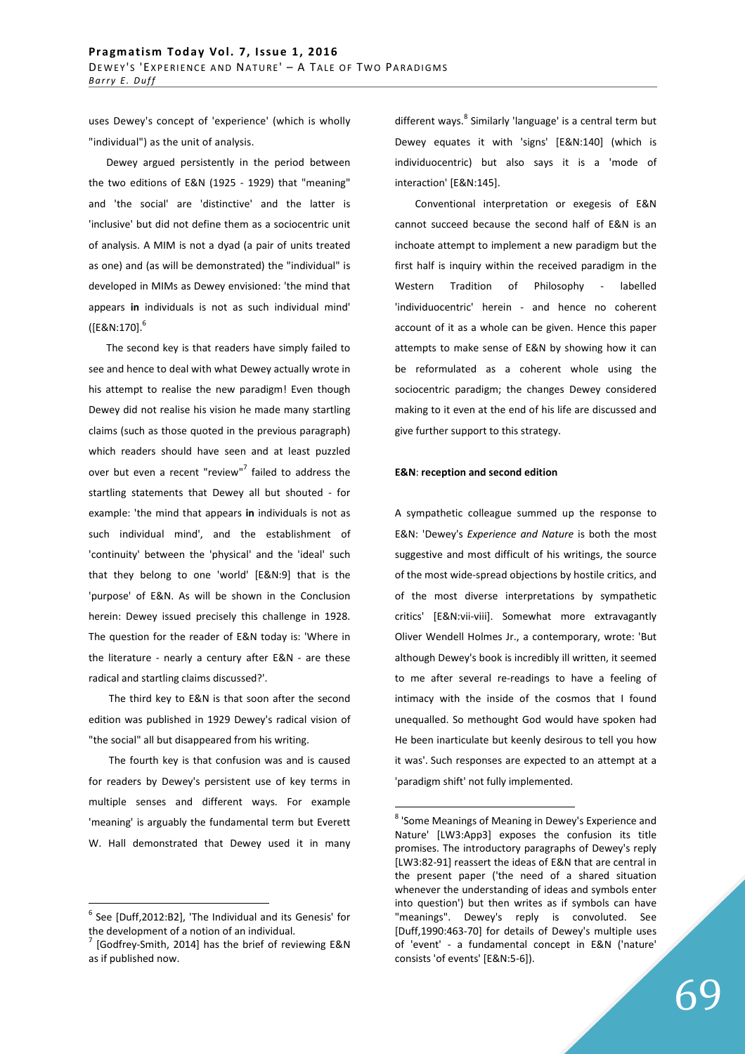uses Dewey's concept of 'experience' (which is wholly "individual") as the unit of analysis.

Dewey argued persistently in the period between the two editions of E&N (1925 - 1929) that "meaning" and 'the social' are 'distinctive' and the latter is 'inclusive' but did not define them as a sociocentric unit of analysis. A MIM is not a dyad (a pair of units treated as one) and (as will be demonstrated) the "individual" is developed in MIMs as Dewey envisioned: 'the mind that appears **in** individuals is not as such individual mind' ([E&N:170].[6]

The second key is that readers have simply failed to see and hence to deal with what Dewey actually wrote in his attempt to realise the new paradigm! Even though Dewey did not realise his vision he made many startling claims (such as those quoted in the previous paragraph) which readers should have seen and at least puzzled over but even a recent "review"[7] failed to address the startling statements that Dewey all but shouted - for example: 'the mind that appears **in** individuals is not as such individual mind', and the establishment of 'continuity' between the 'physical' and the 'ideal' such that they belong to one 'world' [E&N:9] that is the 'purpose' of E&N. As will be shown in the Conclusion herein: Dewey issued precisely this challenge in 1928. The question for the reader of E&N today is: 'Where in the literature - nearly a century after E&N - are these radical and startling claims discussed?'.

The third key to E&N is that soon after the second edition was published in 1929 Dewey's radical vision of "the social" all but disappeared from his writing.

The fourth key is that confusion was and is caused for readers by Dewey's persistent use of key terms in multiple senses and different ways. For example 'meaning' is arguably the fundamental term but Everett W. Hall demonstrated that Dewey used it in many different ways.[8] Similarly 'language' is a central term but Dewey equates it with 'signs' [E&N:140] (which is individuocentric) but also says it is a 'mode of interaction' [E&N:145].

Conventional interpretation or exegesis of E&N cannot succeed because the second half of E&N is an inchoate attempt to implement a new paradigm but the first half is inquiry within the received paradigm in the Western Tradition of Philosophy - labelled 'individuocentric' herein - and hence no coherent account of it as a whole can be given. Hence this paper attempts to make sense of E&N by showing how it can be reformulated as a coherent whole using the sociocentric paradigm; the changes Dewey considered making to it even at the end of his life are discussed and give further support to this strategy.

**E&N: reception and second edition**

A sympathetic colleague summed up the response to E&N: 'Dewey's *Experience and Nature* is both the most suggestive and most difficult of his writings, the source of the most wide-spread objections by hostile critics, and of the most diverse interpretations by sympathetic critics' [E&N:vii-viii]. Somewhat more extravagantly Oliver Wendell Holmes Jr., a contemporary, wrote: 'But although Dewey's book is incredibly ill written, it seemed to me after several re-readings to have a feeling of intimacy with the inside of the cosmos that I found unequalled. So methought God would have spoken had He been inarticulate but keenly desirous to tell you how it was'. Such responses are expected to an attempt at a 'paradigm shift' not fully implemented.

---

[6] See [Duff,2012:B2], 'The Individual and its Genesis' for the development of a notion of an individual.

[7] [Godfrey-Smith, 2014] has the brief of reviewing E&N as if published now.

[8] 'Some Meanings of Meaning in Dewey's Experience and Nature' [LW3:App3] exposes the confusion its title promises. The introductory paragraphs of Dewey's reply [LW3:82-91] reassert the ideas of E&N that are central in the present paper ('the need of a shared situation whenever the understanding of ideas and symbols enter into question') but then writes as if symbols can have "meanings". Dewey's reply is convoluted. See [Duff,1990:463-70] for details of Dewey's multiple uses of 'event' - a fundamental concept in E&N ('nature' consists 'of events' [E&N:5-6]).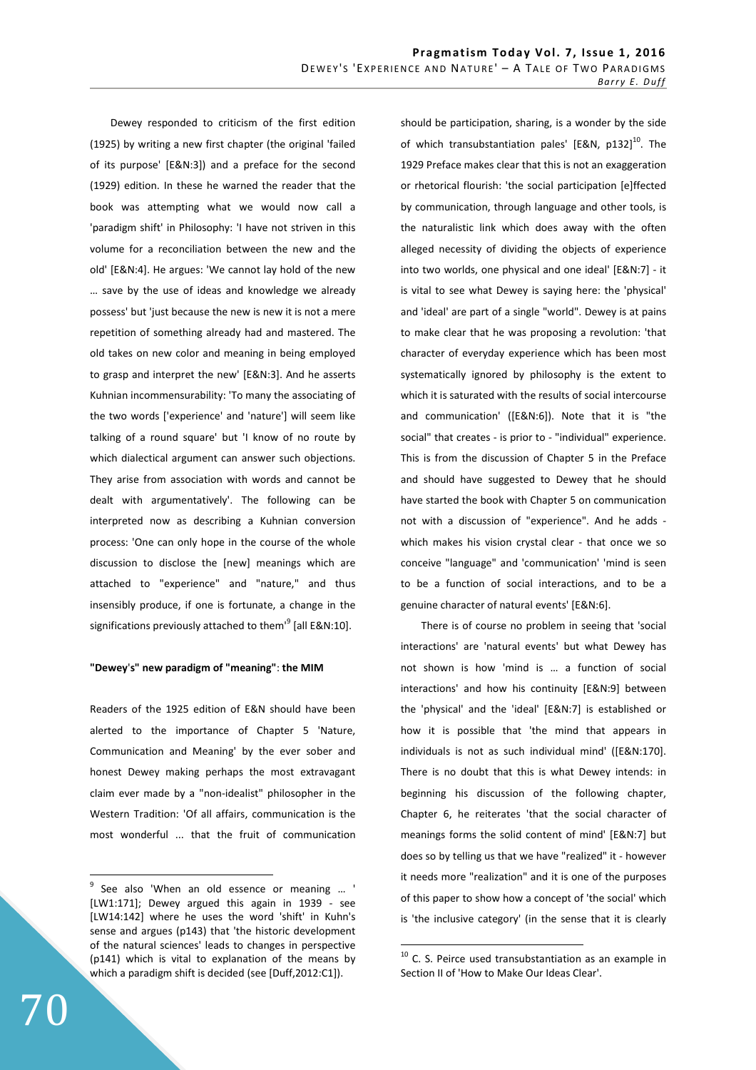Dewey responded to criticism of the first edition (1925) by writing a new first chapter (the original 'failed of its purpose' [E&N:3]) and a preface for the second (1929) edition. In these he warned the reader that the book was attempting what we would now call a 'paradigm shift' in Philosophy: 'I have not striven in this volume for a reconciliation between the new and the old' [E&N:4]. He argues: 'We cannot lay hold of the new … save by the use of ideas and knowledge we already possess' but 'just because the new is new it is not a mere repetition of something already had and mastered. The old takes on new color and meaning in being employed to grasp and interpret the new' [E&N:3]. And he asserts Kuhnian incommensurability: 'To many the associating of the two words ['experience' and 'nature'] will seem like talking of a round square' but 'I know of no route by which dialectical argument can answer such objections. They arise from association with words and cannot be dealt with argumentatively'. The following can be interpreted now as describing a Kuhnian conversion process: 'One can only hope in the course of the whole discussion to disclose the [new] meanings which are attached to "experience" and "nature," and thus insensibly produce, if one is fortunate, a change in the significations previously attached to them'[9] [all E&N:10].

**"Dewey's" new paradigm of "meaning": the MIM**

Readers of the 1925 edition of E&N should have been alerted to the importance of Chapter 5 'Nature, Communication and Meaning' by the ever sober and honest Dewey making perhaps the most extravagant claim ever made by a "non-idealist" philosopher in the Western Tradition: 'Of all affairs, communication is the most wonderful ... that the fruit of communication should be participation, sharing, is a wonder by the side of which transubstantiation pales' [E&N, p132][10]. The 1929 Preface makes clear that this is not an exaggeration or rhetorical flourish: 'the social participation [e]ffected by communication, through language and other tools, is the naturalistic link which does away with the often alleged necessity of dividing the objects of experience into two worlds, one physical and one ideal' [E&N:7] - it is vital to see what Dewey is saying here: the 'physical' and 'ideal' are part of a single "world". Dewey is at pains to make clear that he was proposing a revolution: 'that character of everyday experience which has been most systematically ignored by philosophy is the extent to which it is saturated with the results of social intercourse and communication' ([E&N:6]). Note that it is "the social" that creates - is prior to - "individual" experience. This is from the discussion of Chapter 5 in the Preface and should have suggested to Dewey that he should have started the book with Chapter 5 on communication not with a discussion of "experience". And he adds - which makes his vision crystal clear - that once we so conceive "language" and 'communication' 'mind is seen to be a function of social interactions, and to be a genuine character of natural events' [E&N:6].

There is of course no problem in seeing that 'social interactions' are 'natural events' but what Dewey has not shown is how 'mind is … a function of social interactions' and how his continuity [E&N:9] between the 'physical' and the 'ideal' [E&N:7] is established or how it is possible that 'the mind that appears in individuals is not as such individual mind' ([E&N:170]. There is no doubt that this is what Dewey intends: in beginning his discussion of the following chapter, Chapter 6, he reiterates 'that the social character of meanings forms the solid content of mind' [E&N:7] but does so by telling us that we have "realized" it - however it needs more "realization" and it is one of the purposes of this paper to show how a concept of 'the social' which is 'the inclusive category' (in the sense that it is clearly

---

[9] See also 'When an old essence or meaning … ' [LW1:171]; Dewey argued this again in 1939 - see [LW14:142] where he uses the word 'shift' in Kuhn's sense and argues (p143) that 'the historic development of the natural sciences' leads to changes in perspective (p141) which is vital to explanation of the means by which a paradigm shift is decided (see [Duff,2012:C1]).

[10] C. S. Peirce used transubstantiation as an example in Section II of 'How to Make Our Ideas Clear'.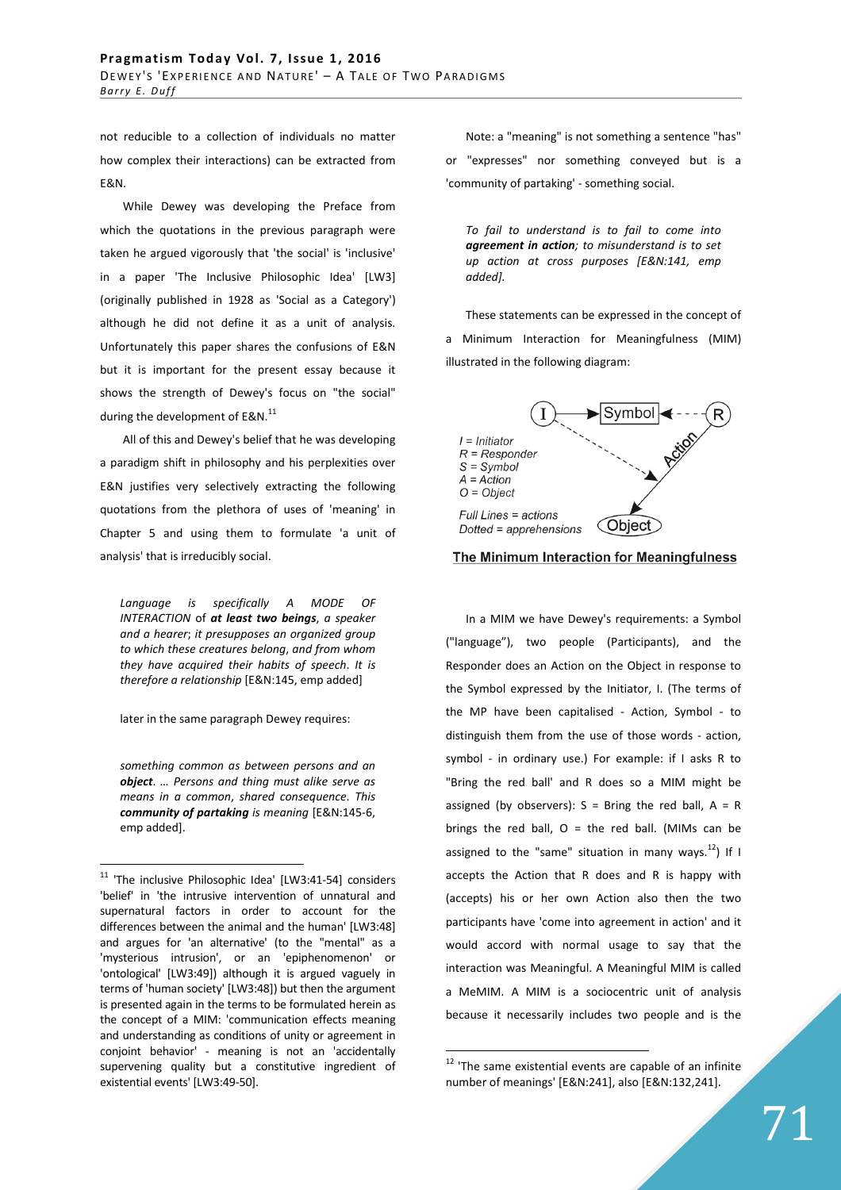not reducible to a collection of individuals no matter how complex their interactions) can be extracted from E&N.

While Dewey was developing the Preface from which the quotations in the previous paragraph were taken he argued vigorously that 'the social' is 'inclusive' in a paper 'The Inclusive Philosophic Idea' [LW3] (originally published in 1928 as 'Social as a Category') although he did not define it as a unit of analysis. Unfortunately this paper shares the confusions of E&N but it is important for the present essay because it shows the strength of Dewey's focus on "the social" during the development of E&N.[11]

All of this and Dewey's belief that he was developing a paradigm shift in philosophy and his perplexities over E&N justifies very selectively extracting the following quotations from the plethora of uses of 'meaning' in Chapter 5 and using them to formulate 'a unit of analysis' that is irreducibly social.

> *Language is specifically A MODE OF INTERACTION of **at least two beings**, a speaker and a hearer; it presupposes an organized group to which these creatures belong, and from whom they have acquired their habits of speech. It is therefore a relationship* [E&N:145, emp added]

later in the same paragraph Dewey requires:

> *something common as between persons and an **object**. … Persons and thing must alike serve as means in a common, shared consequence. This **community of partaking** is meaning* [E&N:145-6, emp added].

Note: a "meaning" is not something a sentence "has" or "expresses" nor something conveyed but is a 'community of partaking' - something social.

> *To fail to understand is to fail to come into **agreement in action**; to misunderstand is to set up action at cross purposes [E&N:141, emp added].*

These statements can be expressed in the concept of a Minimum Interaction for Meaningfulness (MIM) illustrated in the following diagram:

I = Initiator
R = Responder
S = Symbol
A = Action
O = Object

Full Lines = actions
Dotted = apprehensions

**The Minimum Interaction for Meaningfulness**

In a MIM we have Dewey's requirements: a Symbol ("language"), two people (Participants), and the Responder does an Action on the Object in response to the Symbol expressed by the Initiator, I. (The terms of the MP have been capitalised - Action, Symbol - to distinguish them from the use of those words - action, symbol - in ordinary use.) For example: if I asks R to "Bring the red ball' and R does so a MIM might be assigned (by observers): S = Bring the red ball, A = R brings the red ball, O = the red ball. (MIMs can be assigned to the "same" situation in many ways.[12]) If I accepts the Action that R does and R is happy with (accepts) his or her own Action also then the two participants have 'come into agreement in action' and it would accord with normal usage to say that the interaction was Meaningful. A Meaningful MIM is called a MeMIM. A MIM is a sociocentric unit of analysis because it necessarily includes two people and is the

---

[11] 'The inclusive Philosophic Idea' [LW3:41-54] considers 'belief' in 'the intrusive intervention of unnatural and supernatural factors in order to account for the differences between the animal and the human' [LW3:48] and argues for 'an alternative' (to the "mental" as a 'mysterious intrusion', or an 'epiphenomenon' or 'ontological' [LW3:49]) although it is argued vaguely in terms of 'human society' [LW3:48]) but then the argument is presented again in the terms to be formulated herein as the concept of a MIM: 'communication effects meaning and understanding as conditions of unity or agreement in conjoint behavior' - meaning is not an 'accidentally supervening quality but a constitutive ingredient of existential events' [LW3:49-50].

[12] 'The same existential events are capable of an infinite number of meanings' [E&N:241], also [E&N:132,241].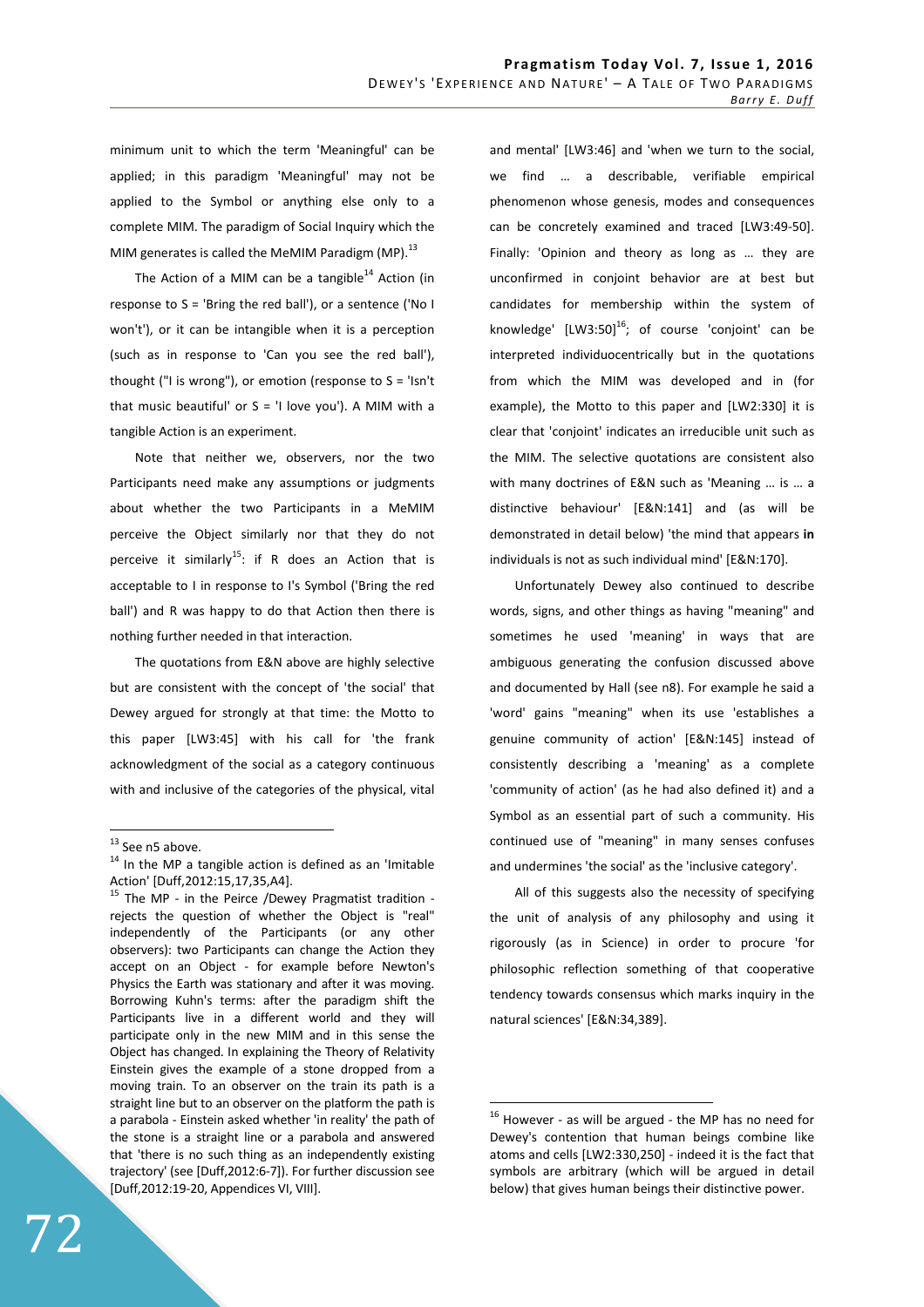minimum unit to which the term 'Meaningful' can be applied; in this paradigm 'Meaningful' may not be applied to the Symbol or anything else only to a complete MIM. The paradigm of Social Inquiry which the MIM generates is called the MeMIM Paradigm (MP).[13]

The Action of a MIM can be a tangible[14] Action (in response to S = 'Bring the red ball'), or a sentence ('No I won't'), or it can be intangible when it is a perception (such as in response to 'Can you see the red ball'), thought ("I is wrong"), or emotion (response to S = 'Isn't that music beautiful' or S = 'I love you'). A MIM with a tangible Action is an experiment.

Note that neither we, observers, nor the two Participants need make any assumptions or judgments about whether the two Participants in a MeMIM perceive the Object similarly nor that they do not perceive it similarly[15]: if R does an Action that is acceptable to I in response to I's Symbol ('Bring the red ball') and R was happy to do that Action then there is nothing further needed in that interaction.

The quotations from E&N above are highly selective but are consistent with the concept of 'the social' that Dewey argued for strongly at that time: the Motto to this paper [LW3:45] with his call for 'the frank acknowledgment of the social as a category continuous with and inclusive of the categories of the physical, vital and mental' [LW3:46] and 'when we turn to the social, we find … a describable, verifiable empirical phenomenon whose genesis, modes and consequences can be concretely examined and traced [LW3:49-50]. Finally: 'Opinion and theory as long as … they are unconfirmed in conjoint behavior are at best but candidates for membership within the system of knowledge' [LW3:50][16]; of course 'conjoint' can be interpreted individuocentrically but in the quotations from which the MIM was developed and in (for example), the Motto to this paper and [LW2:330] it is clear that 'conjoint' indicates an irreducible unit such as the MIM. The selective quotations are consistent also with many doctrines of E&N such as 'Meaning … is … a distinctive behaviour' [E&N:141] and (as will be demonstrated in detail below) 'the mind that appears **in** individuals is not as such individual mind' [E&N:170].

Unfortunately Dewey also continued to describe words, signs, and other things as having "meaning" and sometimes he used 'meaning' in ways that are ambiguous generating the confusion discussed above and documented by Hall (see n8). For example he said a 'word' gains "meaning" when its use 'establishes a genuine community of action' [E&N:145] instead of consistently describing a 'meaning' as a complete 'community of action' (as he had also defined it) and a Symbol as an essential part of such a community. His continued use of "meaning" in many senses confuses and undermines 'the social' as the 'inclusive category'.

All of this suggests also the necessity of specifying the unit of analysis of any philosophy and using it rigorously (as in Science) in order to procure 'for philosophic reflection something of that cooperative tendency towards consensus which marks inquiry in the natural sciences' [E&N:34,389].

---

[13] See n5 above.

[14] In the MP a tangible action is defined as an 'Imitable Action' [Duff,2012:15,17,35,A4].

[15] The MP - in the Peirce /Dewey Pragmatist tradition - rejects the question of whether the Object is "real" independently of the Participants (or any other observers): two Participants can change the Action they accept on an Object - for example before Newton's Physics the Earth was stationary and after it was moving. Borrowing Kuhn's terms: after the paradigm shift the Participants live in a different world and they will participate only in the new MIM and in this sense the Object has changed. In explaining the Theory of Relativity Einstein gives the example of a stone dropped from a moving train. To an observer on the train its path is a straight line but to an observer on the platform the path is a parabola - Einstein asked whether 'in reality' the path of the stone is a straight line or a parabola and answered that 'there is no such thing as an independently existing trajectory' (see [Duff,2012:6-7]). For further discussion see [Duff,2012:19-20, Appendices VI, VIII].

[16] However - as will be argued - the MP has no need for Dewey's contention that human beings combine like atoms and cells [LW2:330,250] - indeed it is the fact that symbols are arbitrary (which will be argued in detail below) that gives human beings their distinctive power.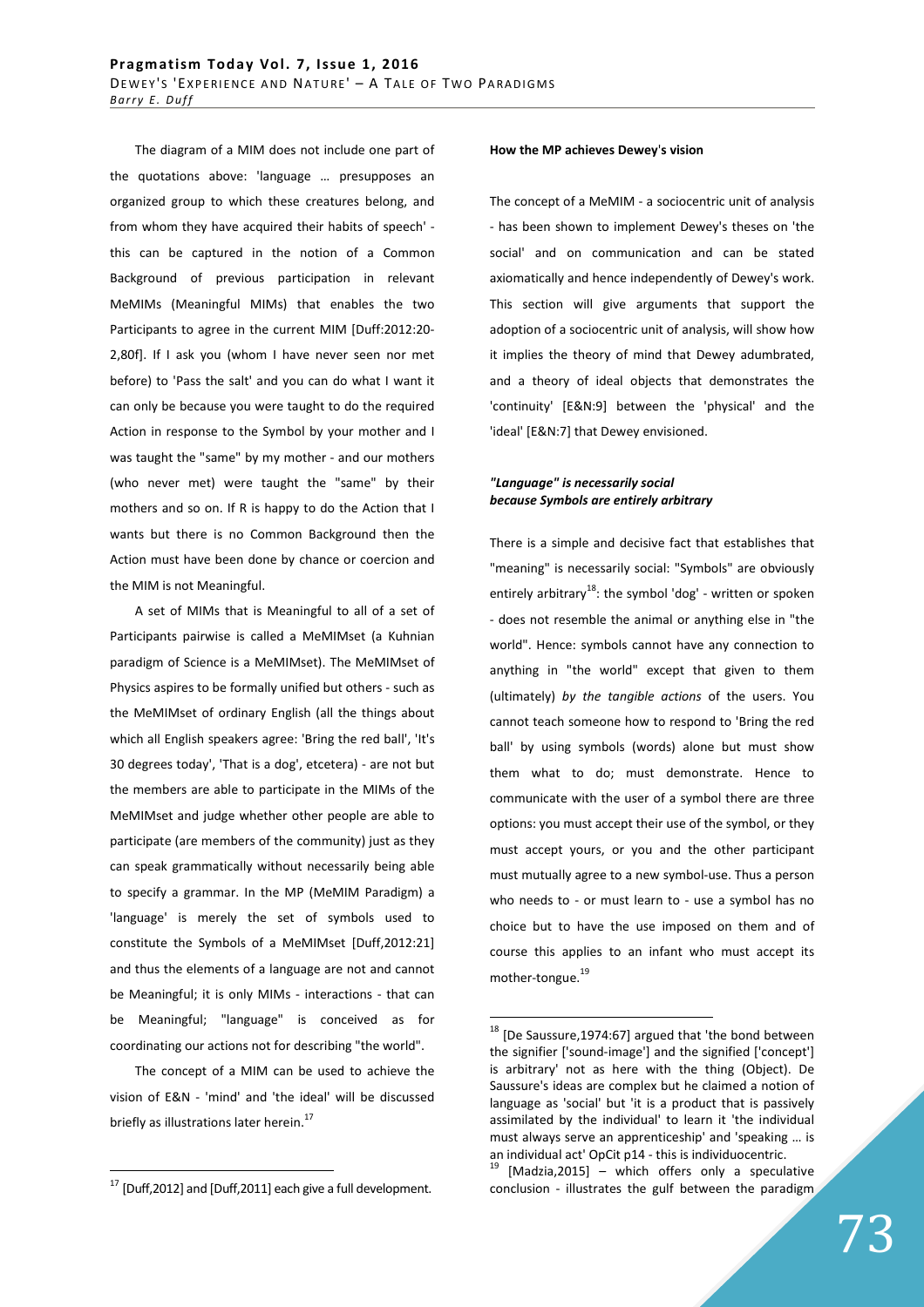The diagram of a MIM does not include one part of the quotations above: 'language … presupposes an organized group to which these creatures belong, and from whom they have acquired their habits of speech' - this can be captured in the notion of a Common Background of previous participation in relevant MeMIMs (Meaningful MIMs) that enables the two Participants to agree in the current MIM [Duff:2012:20-2,80f]. If I ask you (whom I have never seen nor met before) to 'Pass the salt' and you can do what I want it can only be because you were taught to do the required Action in response to the Symbol by your mother and I was taught the "same" by my mother - and our mothers (who never met) were taught the "same" by their mothers and so on. If R is happy to do the Action that I wants but there is no Common Background then the Action must have been done by chance or coercion and the MIM is not Meaningful.

A set of MIMs that is Meaningful to all of a set of Participants pairwise is called a MeMIMset (a Kuhnian paradigm of Science is a MeMIMset). The MeMIMset of Physics aspires to be formally unified but others - such as the MeMIMset of ordinary English (all the things about which all English speakers agree: 'Bring the red ball', 'It's 30 degrees today', 'That is a dog', etcetera) - are not but the members are able to participate in the MIMs of the MeMIMset and judge whether other people are able to participate (are members of the community) just as they can speak grammatically without necessarily being able to specify a grammar. In the MP (MeMIM Paradigm) a 'language' is merely the set of symbols used to constitute the Symbols of a MeMIMset [Duff,2012:21] and thus the elements of a language are not and cannot be Meaningful; it is only MIMs - interactions - that can be Meaningful; "language" is conceived as for coordinating our actions not for describing "the world".

The concept of a MIM can be used to achieve the vision of E&N - 'mind' and 'the ideal' will be discussed briefly as illustrations later herein.[17]

**How the MP achieves Dewey's vision**

The concept of a MeMIM - a sociocentric unit of analysis - has been shown to implement Dewey's theses on 'the social' and on communication and can be stated axiomatically and hence independently of Dewey's work. This section will give arguments that support the adoption of a sociocentric unit of analysis, will show how it implies the theory of mind that Dewey adumbrated, and a theory of ideal objects that demonstrates the 'continuity' [E&N:9] between the 'physical' and the 'ideal' [E&N:7] that Dewey envisioned.

***"Language" is necessarily social because Symbols are entirely arbitrary***

There is a simple and decisive fact that establishes that "meaning" is necessarily social: "Symbols" are obviously entirely arbitrary[18]: the symbol 'dog' - written or spoken - does not resemble the animal or anything else in "the world". Hence: symbols cannot have any connection to anything in "the world" except that given to them (ultimately) *by the tangible actions* of the users. You cannot teach someone how to respond to 'Bring the red ball' by using symbols (words) alone but must show them what to do; must demonstrate. Hence to communicate with the user of a symbol there are three options: you must accept their use of the symbol, or they must accept yours, or you and the other participant must mutually agree to a new symbol-use. Thus a person who needs to - or must learn to - use a symbol has no choice but to have the use imposed on them and of course this applies to an infant who must accept its mother-tongue.[19]

---

[17] [Duff,2012] and [Duff,2011] each give a full development.

[18] [De Saussure,1974:67] argued that 'the bond between the signifier ['sound-image'] and the signified ['concept'] is arbitrary' not as here with the thing (Object). De Saussure's ideas are complex but he claimed a notion of language as 'social' but 'it is a product that is passively assimilated by the individual' to learn it 'the individual must always serve an apprenticeship' and 'speaking … is an individual act' OpCit p14 - this is individuocentric.

[19] [Madzia,2015] – which offers only a speculative conclusion - illustrates the gulf between the paradigm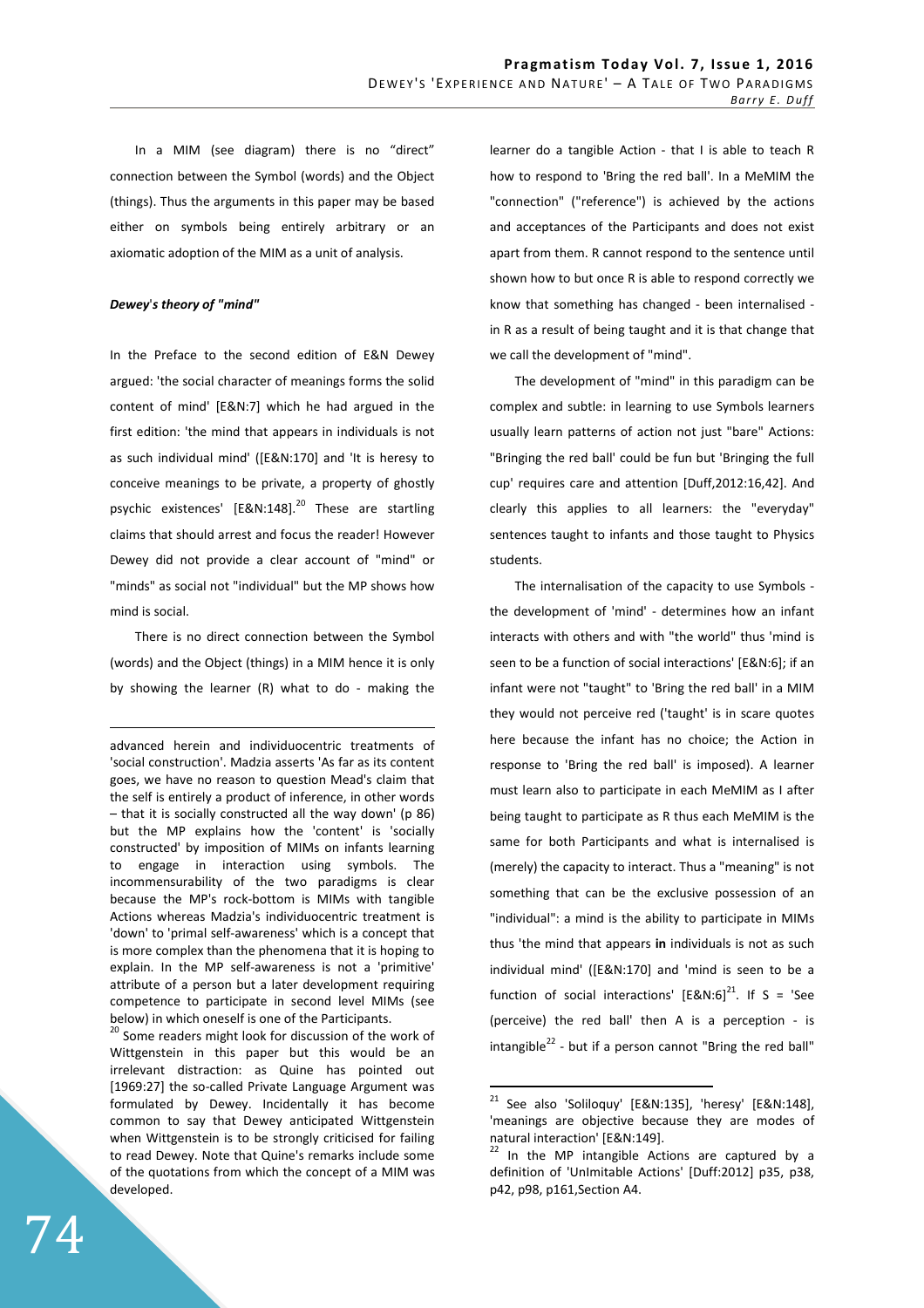In a MIM (see diagram) there is no "direct" connection between the Symbol (words) and the Object (things). Thus the arguments in this paper may be based either on symbols being entirely arbitrary or an axiomatic adoption of the MIM as a unit of analysis.

***Dewey's theory of "mind"***

In the Preface to the second edition of E&N Dewey argued: 'the social character of meanings forms the solid content of mind' [E&N:7] which he had argued in the first edition: 'the mind that appears in individuals is not as such individual mind' ([E&N:170] and 'It is heresy to conceive meanings to be private, a property of ghostly psychic existences' [E&N:148].[20] These are startling claims that should arrest and focus the reader! However Dewey did not provide a clear account of "mind" or "minds" as social not "individual" but the MP shows how mind is social.

There is no direct connection between the Symbol (words) and the Object (things) in a MIM hence it is only by showing the learner (R) what to do - making the learner do a tangible Action - that I is able to teach R how to respond to 'Bring the red ball'. In a MeMIM the "connection" ("reference") is achieved by the actions and acceptances of the Participants and does not exist apart from them. R cannot respond to the sentence until shown how to but once R is able to respond correctly we know that something has changed - been internalised - in R as a result of being taught and it is that change that we call the development of "mind".

The development of "mind" in this paradigm can be complex and subtle: in learning to use Symbols learners usually learn patterns of action not just "bare" Actions: "Bringing the red ball' could be fun but 'Bringing the full cup' requires care and attention [Duff,2012:16,42]. And clearly this applies to all learners: the "everyday" sentences taught to infants and those taught to Physics students.

The internalisation of the capacity to use Symbols - the development of 'mind' - determines how an infant interacts with others and with "the world" thus 'mind is seen to be a function of social interactions' [E&N:6]; if an infant were not "taught" to 'Bring the red ball' in a MIM they would not perceive red ('taught' is in scare quotes here because the infant has no choice; the Action in response to 'Bring the red ball' is imposed). A learner must learn also to participate in each MeMIM as I after being taught to participate as R thus each MeMIM is the same for both Participants and what is internalised is (merely) the capacity to interact. Thus a "meaning" is not something that can be the exclusive possession of an "individual": a mind is the ability to participate in MIMs thus 'the mind that appears **in** individuals is not as such individual mind' ([E&N:170] and 'mind is seen to be a function of social interactions' [E&N:6][21]. If S = 'See (perceive) the red ball' then A is a perception - is intangible[22] - but if a person cannot "Bring the red ball"

---

advanced herein and individuocentric treatments of 'social construction'. Madzia asserts 'As far as its content goes, we have no reason to question Mead's claim that the self is entirely a product of inference, in other words – that it is socially constructed all the way down' (p 86) but the MP explains how the 'content' is 'socially constructed' by imposition of MIMs on infants learning to engage in interaction using symbols. The incommensurability of the two paradigms is clear because the MP's rock-bottom is MIMs with tangible Actions whereas Madzia's individuocentric treatment is 'down' to 'primal self-awareness' which is a concept that is more complex than the phenomena that it is hoping to explain. In the MP self-awareness is not a 'primitive' attribute of a person but a later development requiring competence to participate in second level MIMs (see below) in which oneself is one of the Participants.

[20] Some readers might look for discussion of the work of Wittgenstein in this paper but this would be an irrelevant distraction: as Quine has pointed out [1969:27] the so-called Private Language Argument was formulated by Dewey. Incidentally it has become common to say that Dewey anticipated Wittgenstein when Wittgenstein is to be strongly criticised for failing to read Dewey. Note that Quine's remarks include some of the quotations from which the concept of a MIM was developed.

[21] See also 'Soliloquy' [E&N:135], 'heresy' [E&N:148], 'meanings are objective because they are modes of natural interaction' [E&N:149].

[22] In the MP intangible Actions are captured by a definition of 'UnImitable Actions' [Duff:2012] p35, p38, p42, p98, p161,Section A4.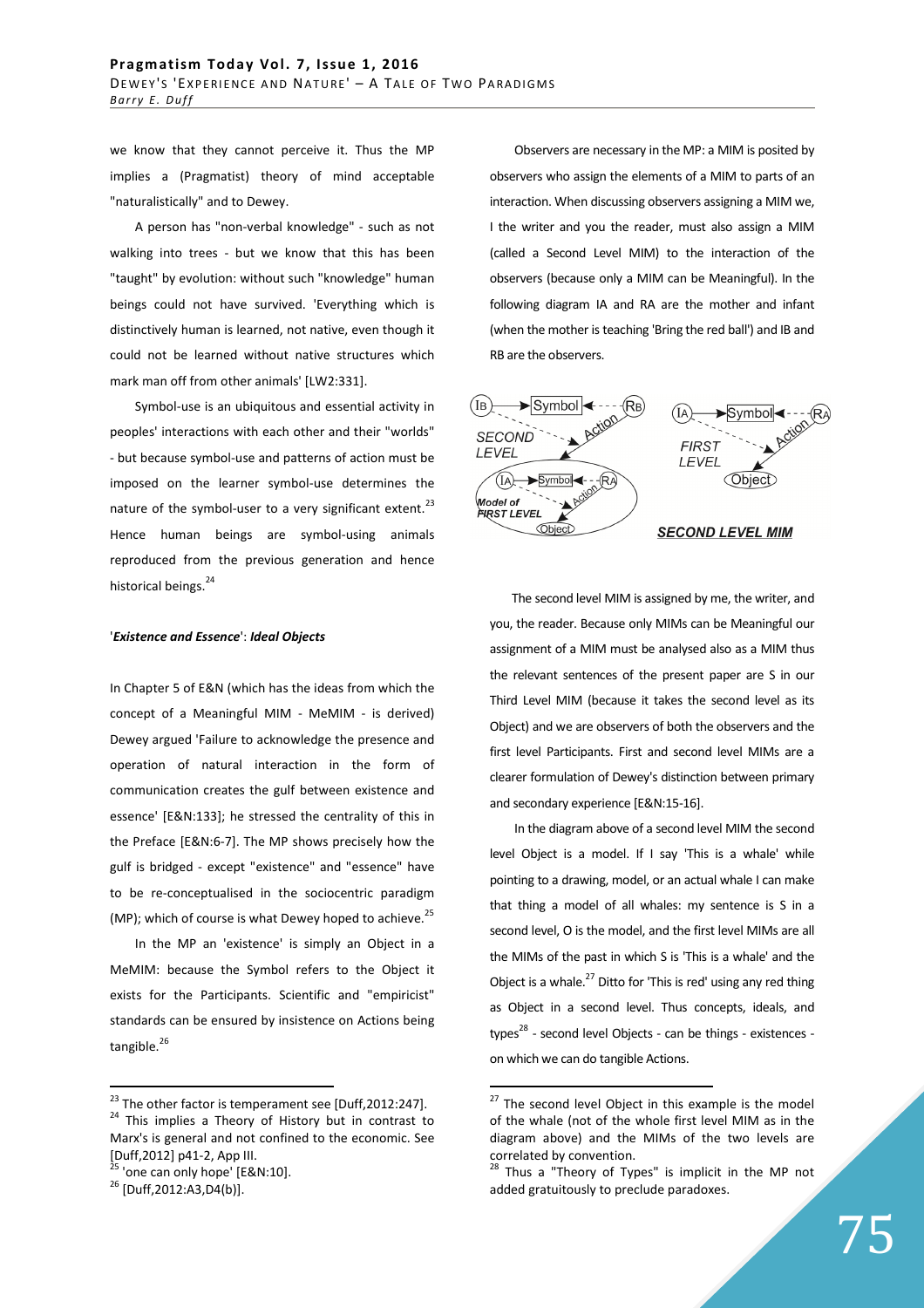we know that they cannot perceive it. Thus the MP implies a (Pragmatist) theory of mind acceptable "naturalistically" and to Dewey.

A person has "non-verbal knowledge" - such as not walking into trees - but we know that this has been "taught" by evolution: without such "knowledge" human beings could not have survived. 'Everything which is distinctively human is learned, not native, even though it could not be learned without native structures which mark man off from other animals' [LW2:331].

Symbol-use is an ubiquitous and essential activity in peoples' interactions with each other and their "worlds" - but because symbol-use and patterns of action must be imposed on the learner symbol-use determines the nature of the symbol-user to a very significant extent.[23] Hence human beings are symbol-using animals reproduced from the previous generation and hence historical beings.[24]

### '*Existence and Essence*': *Ideal Objects*

In Chapter 5 of E&N (which has the ideas from which the concept of a Meaningful MIM - MeMIM - is derived) Dewey argued 'Failure to acknowledge the presence and operation of natural interaction in the form of communication creates the gulf between existence and essence' [E&N:133]; he stressed the centrality of this in the Preface [E&N:6-7]. The MP shows precisely how the gulf is bridged - except "existence" and "essence" have to be re-conceptualised in the sociocentric paradigm (MP); which of course is what Dewey hoped to achieve.[25]

In the MP an 'existence' is simply an Object in a MeMIM: because the Symbol refers to the Object it exists for the Participants. Scientific and "empiricist" standards can be ensured by insistence on Actions being tangible.[26]

Observers are necessary in the MP: a MIM is posited by observers who assign the elements of a MIM to parts of an interaction. When discussing observers assigning a MIM we, I the writer and you the reader, must also assign a MIM (called a Second Level MIM) to the interaction of the observers (because only a MIM can be Meaningful). In the following diagram IA and RA are the mother and infant (when the mother is teaching 'Bring the red ball') and IB and RB are the observers.

**SECOND LEVEL MIM**

The second level MIM is assigned by me, the writer, and you, the reader. Because only MIMs can be Meaningful our assignment of a MIM must be analysed also as a MIM thus the relevant sentences of the present paper are S in our Third Level MIM (because it takes the second level as its Object) and we are observers of both the observers and the first level Participants. First and second level MIMs are a clearer formulation of Dewey's distinction between primary and secondary experience [E&N:15-16].

In the diagram above of a second level MIM the second level Object is a model. If I say 'This is a whale' while pointing to a drawing, model, or an actual whale I can make that thing a model of all whales: my sentence is S in a second level, O is the model, and the first level MIMs are all the MIMs of the past in which S is 'This is a whale' and the Object is a whale.[27] Ditto for 'This is red' using any red thing as Object in a second level. Thus concepts, ideals, and types[28] - second level Objects - can be things - existences - on which we can do tangible Actions.

---

[23] The other factor is temperament see [Duff,2012:247].

[24] This implies a Theory of History but in contrast to Marx's is general and not confined to the economic. See [Duff,2012] p41-2, App III.

[25] 'one can only hope' [E&N:10].

[26] [Duff,2012:A3,D4(b)].

[27] The second level Object in this example is the model of the whale (not of the whole first level MIM as in the diagram above) and the MIMs of the two levels are correlated by convention.

[28] Thus a "Theory of Types" is implicit in the MP not added gratuitously to preclude paradoxes.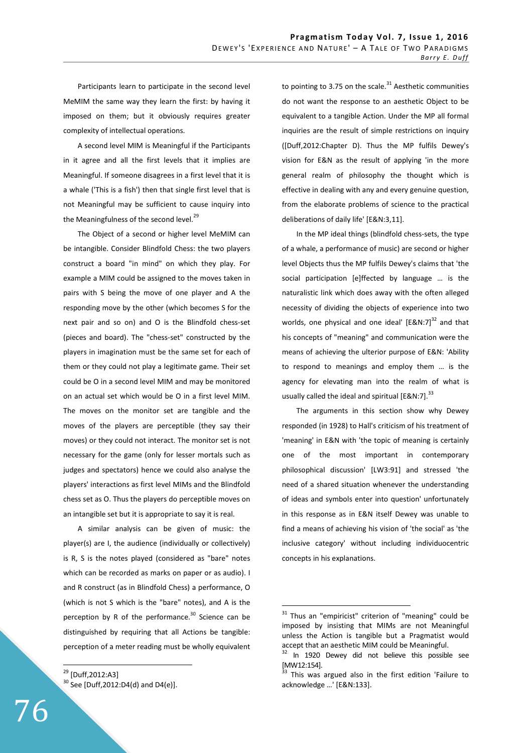Participants learn to participate in the second level MeMIM the same way they learn the first: by having it imposed on them; but it obviously requires greater complexity of intellectual operations.

A second level MIM is Meaningful if the Participants in it agree and all the first levels that it implies are Meaningful. If someone disagrees in a first level that it is a whale ('This is a fish') then that single first level that is not Meaningful may be sufficient to cause inquiry into the Meaningfulness of the second level.[29]

The Object of a second or higher level MeMIM can be intangible. Consider Blindfold Chess: the two players construct a board "in mind" on which they play. For example a MIM could be assigned to the moves taken in pairs with S being the move of one player and A the responding move by the other (which becomes S for the next pair and so on) and O is the Blindfold chess-set (pieces and board). The "chess-set" constructed by the players in imagination must be the same set for each of them or they could not play a legitimate game. Their set could be O in a second level MIM and may be monitored on an actual set which would be O in a first level MIM. The moves on the monitor set are tangible and the moves of the players are perceptible (they say their moves) or they could not interact. The monitor set is not necessary for the game (only for lesser mortals such as judges and spectators) hence we could also analyse the players' interactions as first level MIMs and the Blindfold chess set as O. Thus the players do perceptible moves on an intangible set but it is appropriate to say it is real.

A similar analysis can be given of music: the player(s) are I, the audience (individually or collectively) is R, S is the notes played (considered as "bare" notes which can be recorded as marks on paper or as audio). I and R construct (as in Blindfold Chess) a performance, O (which is not S which is the "bare" notes), and A is the perception by R of the performance.[30] Science can be distinguished by requiring that all Actions be tangible: perception of a meter reading must be wholly equivalent to pointing to 3.75 on the scale.[31] Aesthetic communities do not want the response to an aesthetic Object to be equivalent to a tangible Action. Under the MP all formal inquiries are the result of simple restrictions on inquiry ([Duff,2012:Chapter D). Thus the MP fulfils Dewey's vision for E&N as the result of applying 'in the more general realm of philosophy the thought which is effective in dealing with any and every genuine question, from the elaborate problems of science to the practical deliberations of daily life' [E&N:3,11].

In the MP ideal things (blindfold chess-sets, the type of a whale, a performance of music) are second or higher level Objects thus the MP fulfils Dewey's claims that 'the social participation [e]ffected by language … is the naturalistic link which does away with the often alleged necessity of dividing the objects of experience into two worlds, one physical and one ideal' [E&N:7][32] and that his concepts of "meaning" and communication were the means of achieving the ulterior purpose of E&N: 'Ability to respond to meanings and employ them … is the agency for elevating man into the realm of what is usually called the ideal and spiritual [E&N:7].[33]

The arguments in this section show why Dewey responded (in 1928) to Hall's criticism of his treatment of 'meaning' in E&N with 'the topic of meaning is certainly one of the most important in contemporary philosophical discussion' [LW3:91] and stressed 'the need of a shared situation whenever the understanding of ideas and symbols enter into question' unfortunately in this response as in E&N itself Dewey was unable to find a means of achieving his vision of 'the social' as 'the inclusive category' without including individuocentric concepts in his explanations.

---

[29] [Duff,2012:A3]

[30] See [Duff,2012:D4(d) and D4(e)].

[31] Thus an "empiricist" criterion of "meaning" could be imposed by insisting that MIMs are not Meaningful unless the Action is tangible but a Pragmatist would accept that an aesthetic MIM could be Meaningful.

[32] In 1920 Dewey did not believe this possible see [MW12:154].

[33] This was argued also in the first edition 'Failure to acknowledge …' [E&N:133].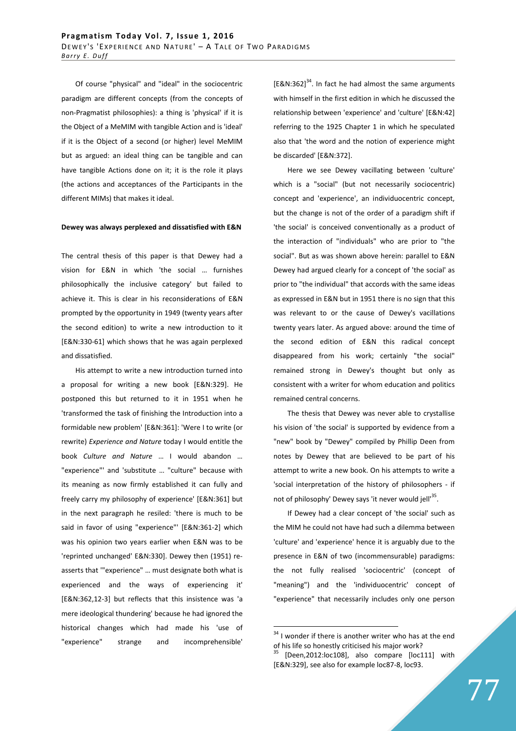Of course "physical" and "ideal" in the sociocentric paradigm are different concepts (from the concepts of non-Pragmatist philosophies): a thing is 'physical' if it is the Object of a MeMIM with tangible Action and is 'ideal' if it is the Object of a second (or higher) level MeMIM but as argued: an ideal thing can be tangible and can have tangible Actions done on it; it is the role it plays (the actions and acceptances of the Participants in the different MIMs) that makes it ideal.

**Dewey was always perplexed and dissatisfied with E&N**

The central thesis of this paper is that Dewey had a vision for E&N in which 'the social … furnishes philosophically the inclusive category' but failed to achieve it. This is clear in his reconsiderations of E&N prompted by the opportunity in 1949 (twenty years after the second edition) to write a new introduction to it [E&N:330-61] which shows that he was again perplexed and dissatisfied.

His attempt to write a new introduction turned into a proposal for writing a new book [E&N:329]. He postponed this but returned to it in 1951 when he 'transformed the task of finishing the Introduction into a formidable new problem' [E&N:361]: 'Were I to write (or rewrite) *Experience and Nature* today I would entitle the book *Culture and Nature* … I would abandon … "experience"' and 'substitute … "culture" because with its meaning as now firmly established it can fully and freely carry my philosophy of experience' [E&N:361] but in the next paragraph he resiled: 'there is much to be said in favor of using "experience"' [E&N:361-2] which was his opinion two years earlier when E&N was to be 'reprinted unchanged' E&N:330]. Dewey then (1951) re-asserts that '"experience" … must designate both what is experienced and the ways of experiencing it' [E&N:362,12-3] but reflects that this insistence was 'a mere ideological thundering' because he had ignored the historical changes which had made his 'use of "experience" strange and incomprehensible' [E&N:362][34]. In fact he had almost the same arguments with himself in the first edition in which he discussed the relationship between 'experience' and 'culture' [E&N:42] referring to the 1925 Chapter 1 in which he speculated also that 'the word and the notion of experience might be discarded' [E&N:372].

Here we see Dewey vacillating between 'culture' which is a "social" (but not necessarily sociocentric) concept and 'experience', an individuocentric concept, but the change is not of the order of a paradigm shift if 'the social' is conceived conventionally as a product of the interaction of "individuals" who are prior to "the social". But as was shown above herein: parallel to E&N Dewey had argued clearly for a concept of 'the social' as prior to "the individual" that accords with the same ideas as expressed in E&N but in 1951 there is no sign that this was relevant to or the cause of Dewey's vacillations twenty years later. As argued above: around the time of the second edition of E&N this radical concept disappeared from his work; certainly "the social" remained strong in Dewey's thought but only as consistent with a writer for whom education and politics remained central concerns.

The thesis that Dewey was never able to crystallise his vision of 'the social' is supported by evidence from a "new" book by "Dewey" compiled by Phillip Deen from notes by Dewey that are believed to be part of his attempt to write a new book. On his attempts to write a 'social interpretation of the history of philosophers - if not of philosophy' Dewey says 'it never would jell'[35].

If Dewey had a clear concept of 'the social' such as the MIM he could not have had such a dilemma between 'culture' and 'experience' hence it is arguably due to the presence in E&N of two (incommensurable) paradigms: the not fully realised 'sociocentric' (concept of "meaning") and the 'individuocentric' concept of "experience" that necessarily includes only one person

---

[34] I wonder if there is another writer who has at the end of his life so honestly criticised his major work?

[35] [Deen,2012:loc108], also compare [loc111] with [E&N:329], see also for example loc87-8, loc93.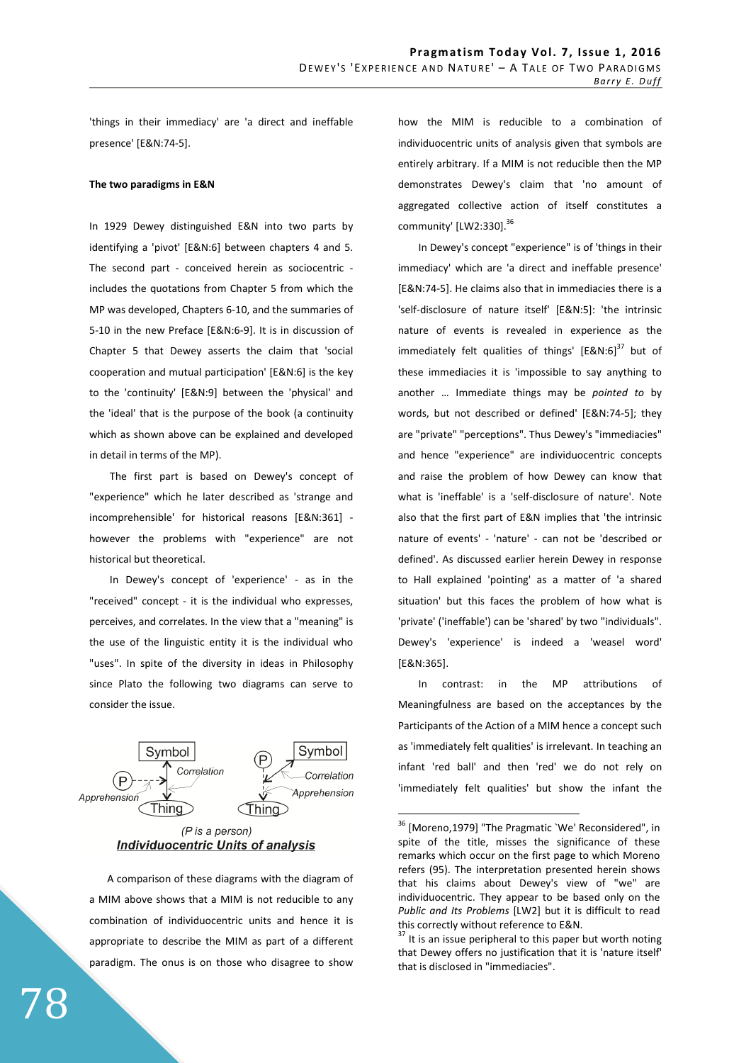'things in their immediacy' are 'a direct and ineffable presence' [E&N:74-5].

**The two paradigms in E&N**

In 1929 Dewey distinguished E&N into two parts by identifying a 'pivot' [E&N:6] between chapters 4 and 5. The second part - conceived herein as sociocentric - includes the quotations from Chapter 5 from which the MP was developed, Chapters 6-10, and the summaries of 5-10 in the new Preface [E&N:6-9]. It is in discussion of Chapter 5 that Dewey asserts the claim that 'social cooperation and mutual participation' [E&N:6] is the key to the 'continuity' [E&N:9] between the 'physical' and the 'ideal' that is the purpose of the book (a continuity which as shown above can be explained and developed in detail in terms of the MP).

The first part is based on Dewey's concept of "experience" which he later described as 'strange and incomprehensible' for historical reasons [E&N:361] - however the problems with "experience" are not historical but theoretical.

In Dewey's concept of 'experience' - as in the "received" concept - it is the individual who expresses, perceives, and correlates. In the view that a "meaning" is the use of the linguistic entity it is the individual who "uses". In spite of the diversity in ideas in Philosophy since Plato the following two diagrams can serve to consider the issue.

(P is a person)

***Individuocentric Units of analysis***

A comparison of these diagrams with the diagram of a MIM above shows that a MIM is not reducible to any combination of individuocentric units and hence it is appropriate to describe the MIM as part of a different paradigm. The onus is on those who disagree to show how the MIM is reducible to a combination of individuocentric units of analysis given that symbols are entirely arbitrary. If a MIM is not reducible then the MP demonstrates Dewey's claim that 'no amount of aggregated collective action of itself constitutes a community' [LW2:330].[36]

In Dewey's concept "experience" is of 'things in their immediacy' which are 'a direct and ineffable presence' [E&N:74-5]. He claims also that in immediacies there is a 'self-disclosure of nature itself' [E&N:5]: 'the intrinsic nature of events is revealed in experience as the immediately felt qualities of things' [E&N:6][37] but of these immediacies it is 'impossible to say anything to another … Immediate things may be *pointed to* by words, but not described or defined' [E&N:74-5]; they are "private" "perceptions". Thus Dewey's "immediacies" and hence "experience" are individuocentric concepts and raise the problem of how Dewey can know that what is 'ineffable' is a 'self-disclosure of nature'. Note also that the first part of E&N implies that 'the intrinsic nature of events' - 'nature' - can not be 'described or defined'. As discussed earlier herein Dewey in response to Hall explained 'pointing' as a matter of 'a shared situation' but this faces the problem of how what is 'private' ('ineffable') can be 'shared' by two "individuals". Dewey's 'experience' is indeed a 'weasel word' [E&N:365].

In contrast: in the MP attributions of Meaningfulness are based on the acceptances by the Participants of the Action of a MIM hence a concept such as 'immediately felt qualities' is irrelevant. In teaching an infant 'red ball' and then 'red' we do not rely on 'immediately felt qualities' but show the infant the

[36] [Moreno,1979] "The Pragmatic `We' Reconsidered", in spite of the title, misses the significance of these remarks which occur on the first page to which Moreno refers (95). The interpretation presented herein shows that his claims about Dewey's view of "we" are individuocentric. They appear to be based only on the *Public and Its Problems* [LW2] but it is difficult to read this correctly without reference to E&N.

[37] It is an issue peripheral to this paper but worth noting that Dewey offers no justification that it is 'nature itself' that is disclosed in "immediacies".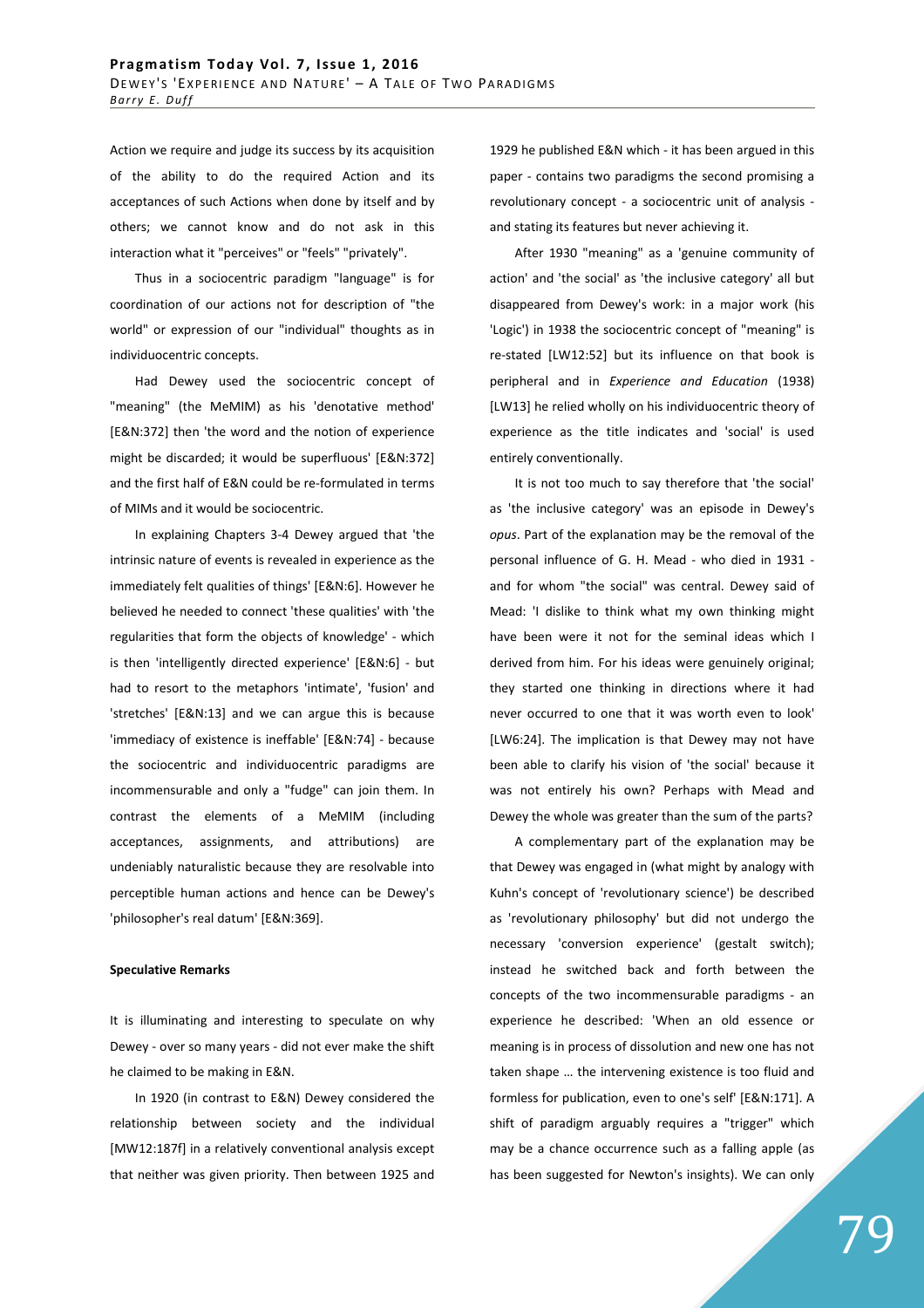Action we require and judge its success by its acquisition of the ability to do the required Action and its acceptances of such Actions when done by itself and by others; we cannot know and do not ask in this interaction what it "perceives" or "feels" "privately".

Thus in a sociocentric paradigm "language" is for coordination of our actions not for description of "the world" or expression of our "individual" thoughts as in individuocentric concepts.

Had Dewey used the sociocentric concept of "meaning" (the MeMIM) as his 'denotative method' [E&N:372] then 'the word and the notion of experience might be discarded; it would be superfluous' [E&N:372] and the first half of E&N could be re-formulated in terms of MIMs and it would be sociocentric.

In explaining Chapters 3-4 Dewey argued that 'the intrinsic nature of events is revealed in experience as the immediately felt qualities of things' [E&N:6]. However he believed he needed to connect 'these qualities' with 'the regularities that form the objects of knowledge' - which is then 'intelligently directed experience' [E&N:6] - but had to resort to the metaphors 'intimate', 'fusion' and 'stretches' [E&N:13] and we can argue this is because 'immediacy of existence is ineffable' [E&N:74] - because the sociocentric and individuocentric paradigms are incommensurable and only a "fudge" can join them. In contrast the elements of a MeMIM (including acceptances, assignments, and attributions) are undeniably naturalistic because they are resolvable into perceptible human actions and hence can be Dewey's 'philosopher's real datum' [E&N:369].

**Speculative Remarks**

It is illuminating and interesting to speculate on why Dewey - over so many years - did not ever make the shift he claimed to be making in E&N.

In 1920 (in contrast to E&N) Dewey considered the relationship between society and the individual [MW12:187f] in a relatively conventional analysis except that neither was given priority. Then between 1925 and 1929 he published E&N which - it has been argued in this paper - contains two paradigms the second promising a revolutionary concept - a sociocentric unit of analysis - and stating its features but never achieving it.

After 1930 "meaning" as a 'genuine community of action' and 'the social' as 'the inclusive category' all but disappeared from Dewey's work: in a major work (his 'Logic') in 1938 the sociocentric concept of "meaning" is re-stated [LW12:52] but its influence on that book is peripheral and in *Experience and Education* (1938) [LW13] he relied wholly on his individuocentric theory of experience as the title indicates and 'social' is used entirely conventionally.

It is not too much to say therefore that 'the social' as 'the inclusive category' was an episode in Dewey's *opus*. Part of the explanation may be the removal of the personal influence of G. H. Mead - who died in 1931 - and for whom "the social" was central. Dewey said of Mead: 'I dislike to think what my own thinking might have been were it not for the seminal ideas which I derived from him. For his ideas were genuinely original; they started one thinking in directions where it had never occurred to one that it was worth even to look' [LW6:24]. The implication is that Dewey may not have been able to clarify his vision of 'the social' because it was not entirely his own? Perhaps with Mead and Dewey the whole was greater than the sum of the parts?

A complementary part of the explanation may be that Dewey was engaged in (what might by analogy with Kuhn's concept of 'revolutionary science') be described as 'revolutionary philosophy' but did not undergo the necessary 'conversion experience' (gestalt switch); instead he switched back and forth between the concepts of the two incommensurable paradigms - an experience he described: 'When an old essence or meaning is in process of dissolution and new one has not taken shape … the intervening existence is too fluid and formless for publication, even to one's self' [E&N:171]. A shift of paradigm arguably requires a "trigger" which may be a chance occurrence such as a falling apple (as has been suggested for Newton's insights). We can only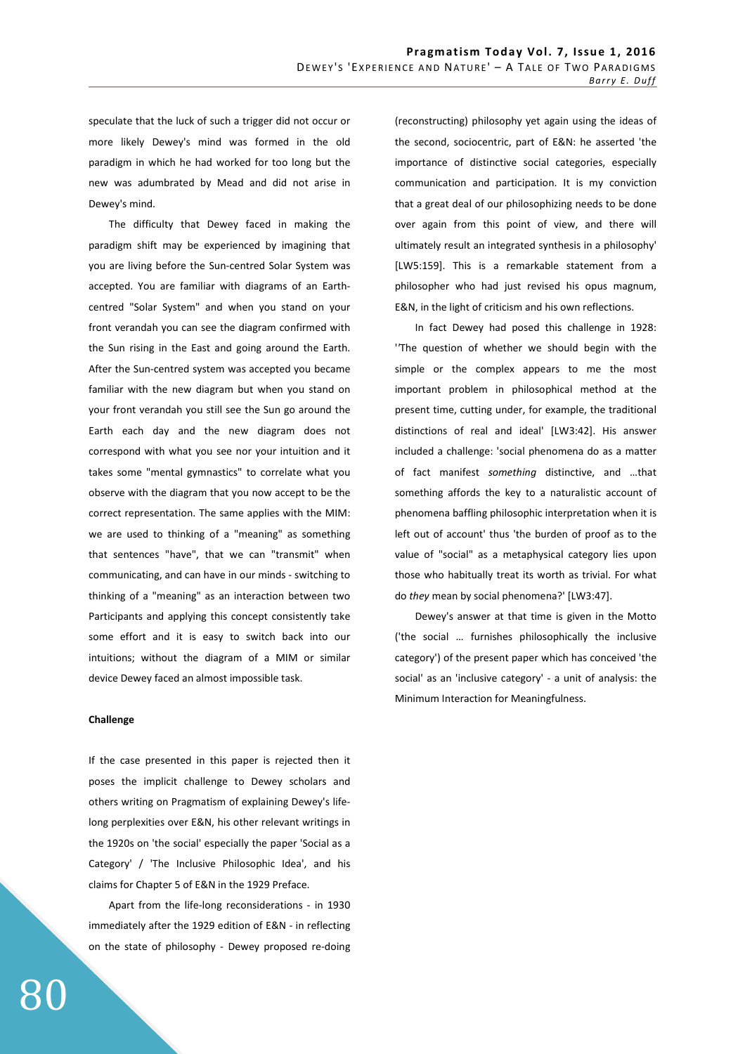speculate that the luck of such a trigger did not occur or more likely Dewey's mind was formed in the old paradigm in which he had worked for too long but the new was adumbrated by Mead and did not arise in Dewey's mind.

The difficulty that Dewey faced in making the paradigm shift may be experienced by imagining that you are living before the Sun-centred Solar System was accepted. You are familiar with diagrams of an Earth-centred "Solar System" and when you stand on your front verandah you can see the diagram confirmed with the Sun rising in the East and going around the Earth. After the Sun-centred system was accepted you became familiar with the new diagram but when you stand on your front verandah you still see the Sun go around the Earth each day and the new diagram does not correspond with what you see nor your intuition and it takes some "mental gymnastics" to correlate what you observe with the diagram that you now accept to be the correct representation. The same applies with the MIM: we are used to thinking of a "meaning" as something that sentences "have", that we can "transmit" when communicating, and can have in our minds - switching to thinking of a "meaning" as an interaction between two Participants and applying this concept consistently take some effort and it is easy to switch back into our intuitions; without the diagram of a MIM or similar device Dewey faced an almost impossible task.

**Challenge**

If the case presented in this paper is rejected then it poses the implicit challenge to Dewey scholars and others writing on Pragmatism of explaining Dewey's life-long perplexities over E&N, his other relevant writings in the 1920s on 'the social' especially the paper 'Social as a Category' / 'The Inclusive Philosophic Idea', and his claims for Chapter 5 of E&N in the 1929 Preface.

Apart from the life-long reconsiderations - in 1930 immediately after the 1929 edition of E&N - in reflecting on the state of philosophy - Dewey proposed re-doing (reconstructing) philosophy yet again using the ideas of the second, sociocentric, part of E&N: he asserted 'the importance of distinctive social categories, especially communication and participation. It is my conviction that a great deal of our philosophizing needs to be done over again from this point of view, and there will ultimately result an integrated synthesis in a philosophy' [LW5:159]. This is a remarkable statement from a philosopher who had just revised his opus magnum, E&N, in the light of criticism and his own reflections.

In fact Dewey had posed this challenge in 1928: ''The question of whether we should begin with the simple or the complex appears to me the most important problem in philosophical method at the present time, cutting under, for example, the traditional distinctions of real and ideal' [LW3:42]. His answer included a challenge: 'social phenomena do as a matter of fact manifest *something* distinctive, and …that something affords the key to a naturalistic account of phenomena baffling philosophic interpretation when it is left out of account' thus 'the burden of proof as to the value of "social" as a metaphysical category lies upon those who habitually treat its worth as trivial. For what do *they* mean by social phenomena?' [LW3:47].

Dewey's answer at that time is given in the Motto ('the social … furnishes philosophically the inclusive category') of the present paper which has conceived 'the social' as an 'inclusive category' - a unit of analysis: the Minimum Interaction for Meaningfulness.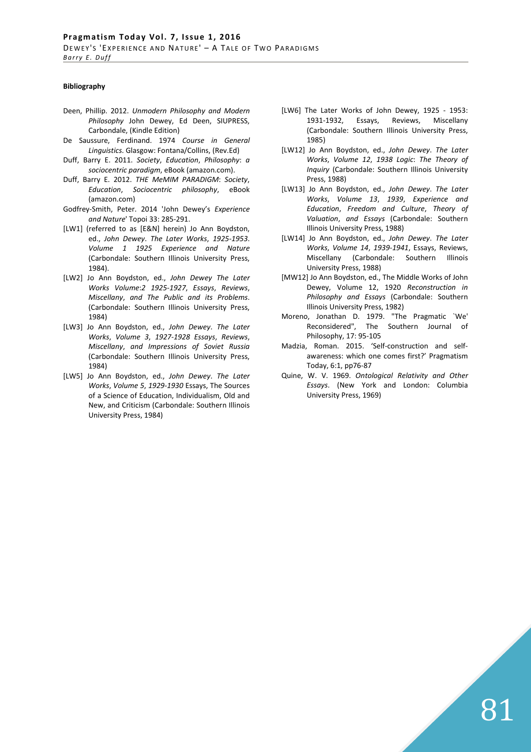**Bibliography**

Deen, Phillip. 2012. *Unmodern Philosophy and Modern Philosophy* John Dewey, Ed Deen, SIUPRESS, Carbondale, (Kindle Edition)

De Saussure, Ferdinand. 1974 *Course in General Linguistics*. Glasgow: Fontana/Collins, (Rev.Ed)

Duff, Barry E. 2011. *Society*, *Education*, *Philosophy*: *a sociocentric paradigm*, eBook (amazon.com).

Duff, Barry E. 2012. *THE MeMIM PARADIGM*: *Society*, *Education*, *Sociocentric philosophy*, eBook (amazon.com)

Godfrey-Smith, Peter. 2014 'John Dewey's *Experience and Nature*' Topoi 33: 285-291.

[LW1] (referred to as [E&N] herein) Jo Ann Boydston, ed., *John Dewey*. *The Later Works*, *1925-1953*. *Volume 1 1925 Experience and Nature* (Carbondale: Southern Illinois University Press, 1984).

[LW2] Jo Ann Boydston, ed., *John Dewey The Later Works Volume*:*2 1925-1927*, *Essays*, *Reviews*, *Miscellany*, *and The Public and its Problems*. (Carbondale: Southern Illinois University Press, 1984)

[LW3] Jo Ann Boydston, ed., *John Dewey*. *The Later Works*, *Volume 3*, *1927-1928 Essays*, *Reviews*, *Miscellany*, *and Impressions of Soviet Russia* (Carbondale: Southern Illinois University Press, 1984)

[LW5] Jo Ann Boydston, ed., *John Dewey*. *The Later Works*, *Volume 5*, *1929-1930* Essays, The Sources of a Science of Education, Individualism, Old and New, and Criticism (Carbondale: Southern Illinois University Press, 1984)

[LW6] The Later Works of John Dewey, 1925 - 1953: 1931-1932, Essays, Reviews, Miscellany (Carbondale: Southern Illinois University Press, 1985)

[LW12] Jo Ann Boydston, ed., *John Dewey*. *The Later Works*, *Volume 12*, *1938 Logic*: *The Theory of Inquiry* (Carbondale: Southern Illinois University Press, 1988)

[LW13] Jo Ann Boydston, ed., *John Dewey*. *The Later Works*, *Volume 13*, *1939*, *Experience and Education*, *Freedom and Culture*, *Theory of Valuation*, *and Essays* (Carbondale: Southern Illinois University Press, 1988)

[LW14] Jo Ann Boydston, ed., *John Dewey*. *The Later Works*, *Volume 14*, *1939-1941*, Essays, Reviews, Miscellany (Carbondale: Southern Illinois University Press, 1988)

[MW12] Jo Ann Boydston, ed., The Middle Works of John Dewey, Volume 12, 1920 *Reconstruction in Philosophy and Essays* (Carbondale: Southern Illinois University Press, 1982)

Moreno, Jonathan D. 1979. "The Pragmatic `We' Reconsidered", The Southern Journal of Philosophy, 17: 95-105

Madzia, Roman. 2015. 'Self-construction and self-awareness: which one comes first?' Pragmatism Today, 6:1, pp76-87

Quine, W. V. 1969. *Ontological Relativity and Other Essays*. (New York and London: Columbia University Press, 1969)